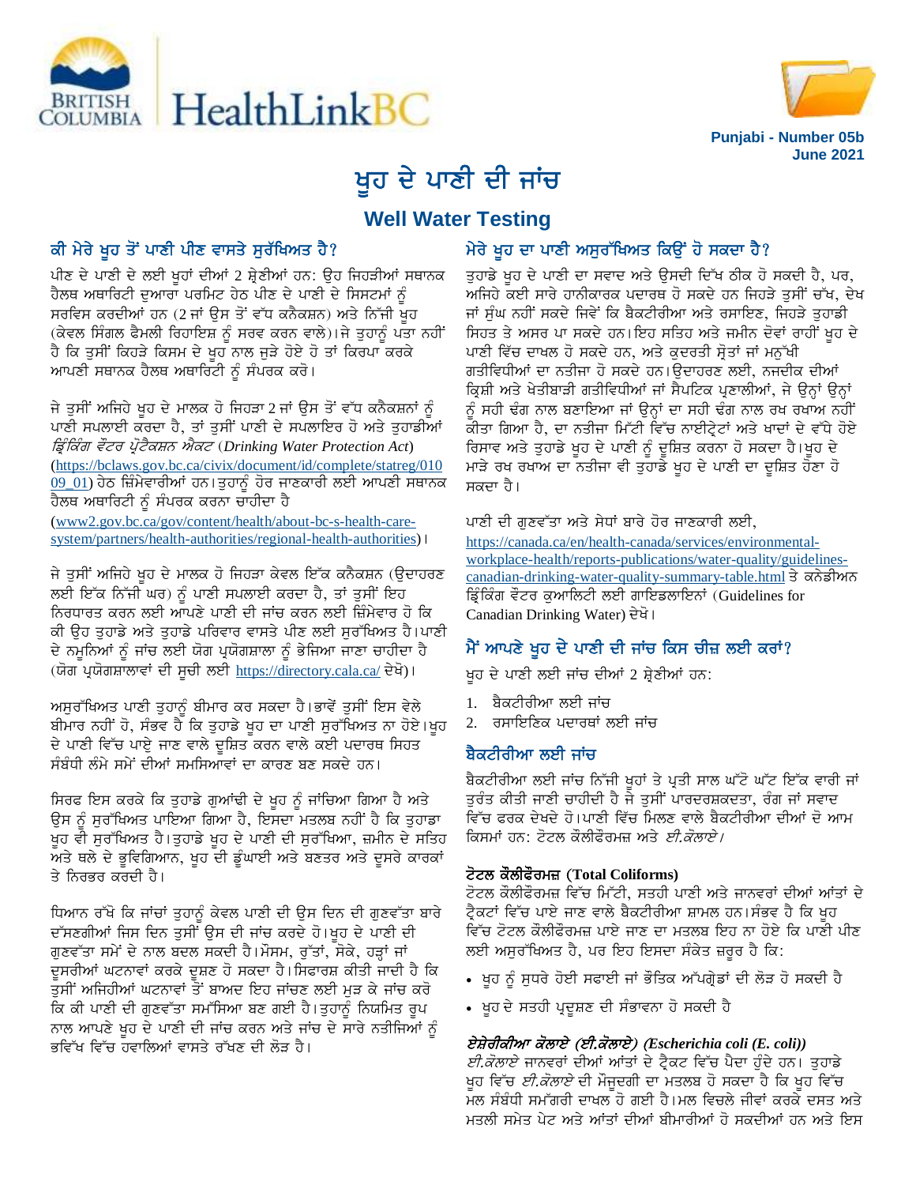Punjabi - Number 05b
June 2021

# ਖੂਹ ਦੇ ਪਾਣੀ ਦੀ ਜਾਂਚ

## Well Water Testing

### ਕੀ ਮੇਰੇ ਖੂਹ ਤੋਂ ਪਾਣੀ ਪੀਣ ਵਾਸਤੇ ਸੁਰੱਖਿਅਤ ਹੈ?

ਪੀਣ ਦੇ ਪਾਣੀ ਦੇ ਲਈ ਖੂਹਾਂ ਦੀਆਂ 2 ਸ਼੍ਰੇਣੀਆਂ ਹਨ: ਉਹ ਜਿਹੜੀਆਂ ਸਥਾਨਕ ਹੈਲਥ ਅਥਾਰਿਟੀ ਦੁਆਰਾ ਪਰਮਿਟ ਹੇਠ ਪੀਣ ਦੇ ਪਾਣੀ ਦੇ ਸਿਸਟਮਾਂ ਨੂੰ ਸਰਵਿਸ ਕਰਦੀਆਂ ਹਨ (2 ਜਾਂ ਉਸ ਤੋਂ ਵੱਧ ਕਨੈਕਸ਼ਨ) ਅਤੇ ਨਿੱਜੀ ਖੂਹ (ਕੇਵਲ ਸਿੰਗਲ ਫੈਮਲੀ ਰਿਹਾਇਸ਼ ਨੂੰ ਸਰਵ ਕਰਨ ਵਾਲੇ)। ਜੇ ਤੁਹਾਨੂੰ ਪਤਾ ਨਹੀਂ ਹੈ ਕਿ ਤੁਸੀਂ ਕਿਹੜੇ ਕਿਸਮ ਦੇ ਖੂਹ ਨਾਲ ਜੁੜੇ ਹੋਏ ਹੋ ਤਾਂ ਕਿਰਪਾ ਕਰਕੇ ਆਪਣੀ ਸਥਾਨਕ ਹੈਲਥ ਅਥਾਰਿਟੀ ਨੂੰ ਸੰਪਰਕ ਕਰੋ।

ਜੇ ਤੁਸੀਂ ਅਜਿਹੇ ਖੂਹ ਦੇ ਮਾਲਕ ਹੋ ਜਿਹੜਾ 2 ਜਾਂ ਉਸ ਤੋਂ ਵੱਧ ਕਨੈਕਸ਼ਨਾਂ ਨੂੰ ਪਾਣੀ ਸਪਲਾਈ ਕਰਦਾ ਹੈ, ਤਾਂ ਤੁਸੀਂ ਪਾਣੀ ਦੇ ਸਪਲਾਇਰ ਹੋ ਅਤੇ ਤੁਹਾਡੀਆਂ *ਡ੍ਰਿੰਕਿੰਗ ਵੌਟਰ ਪ੍ਰੋਟੈਕਸ਼ਨ ਐਕਟ* (*Drinking Water Protection Act*) (https://bclaws.gov.bc.ca/civix/document/id/complete/statreg/01009_01) ਹੇਠ ਜ਼ਿੰਮੇਵਾਰੀਆਂ ਹਨ। ਤੁਹਾਨੂੰ ਹੋਰ ਜਾਣਕਾਰੀ ਲਈ ਆਪਣੀ ਸਥਾਨਕ ਹੈਲਥ ਅਥਾਰਿਟੀ ਨੂੰ ਸੰਪਰਕ ਕਰਨਾ ਚਾਹੀਦਾ ਹੈ (www2.gov.bc.ca/gov/content/health/about-bc-s-health-care-system/partners/health-authorities/regional-health-authorities)।

ਜੇ ਤੁਸੀਂ ਅਜਿਹੇ ਖੂਹ ਦੇ ਮਾਲਕ ਹੋ ਜਿਹੜਾ ਕੇਵਲ ਇੱਕ ਕਨੈਕਸ਼ਨ (ਉਦਾਹਰਣ ਲਈ ਇੱਕ ਨਿੱਜੀ ਘਰ) ਨੂੰ ਪਾਣੀ ਸਪਲਾਈ ਕਰਦਾ ਹੈ, ਤਾਂ ਤੁਸੀਂ ਇਹ ਨਿਰਧਾਰਤ ਕਰਨ ਲਈ ਆਪਣੇ ਪਾਣੀ ਦੀ ਜਾਂਚ ਕਰਨ ਲਈ ਜ਼ਿੰਮੇਵਾਰ ਹੋ ਕਿ ਕੀ ਉਹ ਤੁਹਾਡੇ ਅਤੇ ਤੁਹਾਡੇ ਪਰਿਵਾਰ ਵਾਸਤੇ ਪੀਣ ਲਈ ਸੁਰੱਖਿਅਤ ਹੈ। ਪਾਣੀ ਦੇ ਨਮੂਨਿਆਂ ਨੂੰ ਜਾਂਚ ਲਈ ਯੋਗ ਪ੍ਰਯੋਗਸ਼ਾਲਾ ਨੂੰ ਭੇਜਿਆ ਜਾਣਾ ਚਾਹੀਦਾ ਹੈ (ਯੋਗ ਪ੍ਰਯੋਗਸ਼ਾਲਾਵਾਂ ਦੀ ਸੂਚੀ ਲਈ https://directory.cala.ca/ ਦੇਖੋ)।

ਅਸੁਰੱਖਿਅਤ ਪਾਣੀ ਤੁਹਾਨੂੰ ਬੀਮਾਰ ਕਰ ਸਕਦਾ ਹੈ। ਭਾਵੇਂ ਤੁਸੀਂ ਇਸ ਵੇਲੇ ਬੀਮਾਰ ਨਹੀਂ ਹੋ, ਸੰਭਵ ਹੈ ਕਿ ਤੁਹਾਡੇ ਖੂਹ ਦਾ ਪਾਣੀ ਸੁਰੱਖਿਅਤ ਨਾ ਹੋਏ। ਖੂਹ ਦੇ ਪਾਣੀ ਵਿੱਚ ਪਾਏ ਜਾਣ ਵਾਲੇ ਦੂਸ਼ਿਤ ਕਰਨ ਵਾਲੇ ਕਈ ਪਦਾਰਥ ਸਿਹਤ ਸੰਬੰਧੀ ਲੰਮੇ ਸਮੇਂ ਦੀਆਂ ਸਮਸਿਆਵਾਂ ਦਾ ਕਾਰਣ ਬਣ ਸਕਦੇ ਹਨ।

ਸਿਰਫ ਇਸ ਕਰਕੇ ਕਿ ਤੁਹਾਡੇ ਗੁਆਂਢੀ ਦੇ ਖੂਹ ਨੂੰ ਜਾਂਚਿਆ ਗਿਆ ਹੈ ਅਤੇ ਉਸ ਨੂੰ ਸੁਰੱਖਿਅਤ ਪਾਇਆ ਗਿਆ ਹੈ, ਇਸਦਾ ਮਤਲਬ ਨਹੀਂ ਹੈ ਕਿ ਤੁਹਾਡਾ ਖੂਹ ਵੀ ਸੁਰੱਖਿਅਤ ਹੈ। ਤੁਹਾਡੇ ਖੂਹ ਦੇ ਪਾਣੀ ਦੀ ਸੁਰੱਖਿਆ, ਜ਼ਮੀਨ ਦੇ ਸਤਿਹ ਅਤੇ ਥਲੇ ਦੇ ਭੂਵਿਗਿਆਨ, ਖੂਹ ਦੀ ਡੂੰਘਾਈ ਅਤੇ ਬਣਤਰ ਅਤੇ ਦੂਸਰੇ ਕਾਰਕਾਂ ਤੇ ਨਿਰਭਰ ਕਰਦੀ ਹੈ।

ਧਿਆਨ ਰੱਖੋ ਕਿ ਜਾਂਚਾਂ ਤੁਹਾਨੂੰ ਕੇਵਲ ਪਾਣੀ ਦੀ ਉਸ ਦਿਨ ਦੀ ਗੁਣਵੱਤਾ ਬਾਰੇ ਦੱਸਣਗੀਆਂ ਜਿਸ ਦਿਨ ਤੁਸੀਂ ਉਸ ਦੀ ਜਾਂਚ ਕਰਦੇ ਹੋ। ਖੂਹ ਦੇ ਪਾਣੀ ਦੀ ਗੁਣਵੱਤਾ ਸਮੇਂ ਦੇ ਨਾਲ ਬਦਲ ਸਕਦੀ ਹੈ। ਮੌਸਮ, ਰੁੱਤਾਂ, ਸੋਕੇ, ਹੜ੍ਹਾਂ ਜਾਂ ਦੂਸਰੀਆਂ ਘਟਨਾਵਾਂ ਕਰਕੇ ਦੂਸ਼ਣ ਹੋ ਸਕਦਾ ਹੈ। ਸਿਫਾਰਸ਼ ਕੀਤੀ ਜਾਂਦੀ ਹੈ ਕਿ ਤੁਸੀਂ ਅਜਿਹੀਆਂ ਘਟਨਾਵਾਂ ਤੋਂ ਬਾਅਦ ਇਹ ਜਾਂਚਣ ਲਈ ਮੁੜ ਕੇ ਜਾਂਚ ਕਰੋ ਕਿ ਕੀ ਪਾਣੀ ਦੀ ਗੁਣਵੱਤਾ ਸਮੱਸਿਆ ਬਣ ਗਈ ਹੈ। ਤੁਹਾਨੂੰ ਨਿਯਮਿਤ ਰੂਪ ਨਾਲ ਆਪਣੇ ਖੂਹ ਦੇ ਪਾਣੀ ਦੀ ਜਾਂਚ ਕਰਨ ਅਤੇ ਜਾਂਚ ਦੇ ਸਾਰੇ ਨਤੀਜਿਆਂ ਨੂੰ ਭਵਿੱਖ ਵਿੱਚ ਹਵਾਲਿਆਂ ਵਾਸਤੇ ਰੱਖਣ ਦੀ ਲੋੜ ਹੈ।

### ਮੇਰੇ ਖੂਹ ਦਾ ਪਾਣੀ ਅਸੁਰੱਖਿਅਤ ਕਿਉਂ ਹੋ ਸਕਦਾ ਹੈ?

ਤੁਹਾਡੇ ਖੂਹ ਦੇ ਪਾਣੀ ਦਾ ਸਵਾਦ ਅਤੇ ਉਸਦੀ ਦਿੱਖ ਠੀਕ ਹੋ ਸਕਦੀ ਹੈ, ਪਰ, ਅਜਿਹੇ ਕਈ ਸਾਰੇ ਹਾਨੀਕਾਰਕ ਪਦਾਰਥ ਹੋ ਸਕਦੇ ਹਨ ਜਿਹੜੇ ਤੁਸੀਂ ਚੱਖ, ਦੇਖ ਜਾਂ ਸੁੰਘ ਨਹੀਂ ਸਕਦੇ ਜਿਵੇਂ ਕਿ ਬੈਕਟੀਰੀਆ ਅਤੇ ਰਸਾਇਣ, ਜਿਹੜੇ ਤੁਹਾਡੀ ਸਿਹਤ ਤੇ ਅਸਰ ਪਾ ਸਕਦੇ ਹਨ। ਇਹ ਸਤਿਹ ਅਤੇ ਜ਼ਮੀਨ ਦੋਵਾਂ ਰਾਹੀਂ ਖੂਹ ਦੇ ਪਾਣੀ ਵਿੱਚ ਦਾਖਲ ਹੋ ਸਕਦੇ ਹਨ, ਅਤੇ ਕੁਦਰਤੀ ਸ੍ਰੋਤਾਂ ਜਾਂ ਮਨੁੱਖੀ ਗਤੀਵਿਧੀਆਂ ਦਾ ਨਤੀਜਾ ਹੋ ਸਕਦੇ ਹਨ। ਉਦਾਹਰਣ ਲਈ, ਨਜ਼ਦੀਕ ਦੀਆਂ ਕ੍ਰਿਸ਼ੀ ਅਤੇ ਖੇਤੀਬਾੜੀ ਗਤੀਵਿਧੀਆਂ ਜਾਂ ਸੈਪਟਿਕ ਪ੍ਰਣਾਲੀਆਂ, ਜੇ ਉਨ੍ਹਾਂ ਉਨ੍ਹਾਂ ਨੂੰ ਸਹੀ ਢੰਗ ਨਾਲ ਬਣਾਇਆ ਜਾਂ ਉਨ੍ਹਾਂ ਦਾ ਸਹੀ ਢੰਗ ਨਾਲ ਰਖ ਰਖਾਅ ਨਹੀਂ ਕੀਤਾ ਗਿਆ ਹੈ, ਦਾ ਨਤੀਜਾ ਮਿੱਟੀ ਵਿੱਚ ਨਾਈਟ੍ਰੇਟਾਂ ਅਤੇ ਖਾਦਾਂ ਦੇ ਵੱਧੇ ਹੋਏ ਰਿਸਾਵ ਅਤੇ ਤੁਹਾਡੇ ਖੂਹ ਦੇ ਪਾਣੀ ਨੂੰ ਦੂਸ਼ਿਤ ਕਰਨਾ ਹੋ ਸਕਦਾ ਹੈ। ਖੂਹ ਦੇ ਮਾੜੇ ਰਖ ਰਖਾਅ ਦਾ ਨਤੀਜਾ ਵੀ ਤੁਹਾਡੇ ਖੂਹ ਦੇ ਪਾਣੀ ਦਾ ਦੂਸ਼ਿਤ ਹੋਣਾ ਹੋ ਸਕਦਾ ਹੈ।

ਪਾਣੀ ਦੀ ਗੁਣਵੱਤਾ ਅਤੇ ਸੋਧਾਂ ਬਾਰੇ ਹੋਰ ਜਾਣਕਾਰੀ ਲਈ, https://canada.ca/en/health-canada/services/environmental-workplace-health/reports-publications/water-quality/guidelines-canadian-drinking-water-quality-summary-table.html ਤੇ ਕਨੇਡੀਅਨ ਡ੍ਰਿੰਕਿੰਗ ਵੌਟਰ ਕੁਆਲਿਟੀ ਲਈ ਗਾਇਡਲਾਇਨਾਂ (Guidelines for Canadian Drinking Water) ਦੇਖੋ।

### ਮੈਂ ਆਪਣੇ ਖੂਹ ਦੇ ਪਾਣੀ ਦੀ ਜਾਂਚ ਕਿਸ ਚੀਜ਼ ਲਈ ਕਰਾਂ?

ਖੂਹ ਦੇ ਪਾਣੀ ਲਈ ਜਾਂਚ ਦੀਆਂ 2 ਸ਼੍ਰੇਣੀਆਂ ਹਨ:

1. ਬੈਕਟੀਰੀਆ ਲਈ ਜਾਂਚ
2. ਰਸਾਇਣਿਕ ਪਦਾਰਥਾਂ ਲਈ ਜਾਂਚ

### ਬੈਕਟੀਰੀਆ ਲਈ ਜਾਂਚ

ਬੈਕਟੀਰੀਆ ਲਈ ਜਾਂਚ ਨਿੱਜੀ ਖੂਹਾਂ ਤੇ ਪ੍ਰਤੀ ਸਾਲ ਘੱਟੋ ਘੱਟ ਇੱਕ ਵਾਰੀ ਜਾਂ ਤੁਰੰਤ ਕੀਤੀ ਜਾਣੀ ਚਾਹੀਦੀ ਹੈ ਜੇ ਤੁਸੀਂ ਪਾਰਦਰਸ਼ਕਦਤਾ, ਰੰਗ ਜਾਂ ਸਵਾਦ ਵਿੱਚ ਫਰਕ ਦੇਖਦੇ ਹੋ। ਪਾਣੀ ਵਿੱਚ ਮਿਲਣ ਵਾਲੇ ਬੈਕਟੀਰੀਆ ਦੀਆਂ ਦੋ ਆਮ ਕਿਸਮਾਂ ਹਨ: ਟੋਟਲ ਕੋਲੀਫੋਰਮਜ਼ ਅਤੇ *ਈ.ਕੋਲਾਏ।*

#### ਟੋਟਲ ਕੋਲੀਫੋਰਮਜ਼ (Total Coliforms)

ਟੋਟਲ ਕੋਲੀਫੋਰਮਜ਼ ਵਿੱਚ ਮਿੱਟੀ, ਸਤਹੀ ਪਾਣੀ ਅਤੇ ਜਾਨਵਰਾਂ ਦੀਆਂ ਆਂਤਾਂ ਦੇ ਟ੍ਰੈਕਟਾਂ ਵਿੱਚ ਪਾਏ ਜਾਣ ਵਾਲੇ ਬੈਕਟੀਰੀਆ ਸ਼ਾਮਲ ਹਨ। ਸੰਭਵ ਹੈ ਕਿ ਖੂਹ ਵਿੱਚ ਟੋਟਲ ਕੋਲੀਫੋਰਮਜ਼ ਪਾਏ ਜਾਣ ਦਾ ਮਤਲਬ ਇਹ ਨਾ ਹੋਏ ਕਿ ਪਾਣੀ ਪੀਣ ਲਈ ਅਸੁਰੱਖਿਅਤ ਹੈ, ਪਰ ਇਹ ਇਸਦਾ ਸੰਕੇਤ ਜ਼ਰੂਰ ਹੈ ਕਿ:

- ਖੂਹ ਨੂੰ ਸੁਧਰੇ ਹੋਏ ਸਫਾਈ ਜਾਂ ਭੌਤਿਕ ਅੱਪਗ੍ਰੇਡਾਂ ਦੀ ਲੋੜ ਹੋ ਸਕਦੀ ਹੈ
- ਖੂਹ ਦੇ ਸਤਹੀ ਪ੍ਰਦੂਸ਼ਣ ਦੀ ਸੰਭਾਵਨਾ ਹੋ ਸਕਦੀ ਹੈ

#### *ਏਸ਼ੇਰੀਕੀਆ ਕੋਲਾਏ (ਈ.ਕੋਲਾਏ) (Escherichia coli (E. coli))*

*ਈ.ਕੋਲਾਏ* ਜਾਨਵਰਾਂ ਦੀਆਂ ਆਂਤਾਂ ਦੇ ਟ੍ਰੈਕਟ ਵਿੱਚ ਪੈਦਾ ਹੁੰਦੇ ਹਨ। ਤੁਹਾਡੇ ਖੂਹ ਵਿੱਚ *ਈ.ਕੋਲਾਏ* ਦੀ ਮੌਜੂਦਗੀ ਦਾ ਮਤਲਬ ਹੋ ਸਕਦਾ ਹੈ ਕਿ ਖੂਹ ਵਿੱਚ ਮਲ ਸੰਬੰਧੀ ਸਮੱਗਰੀ ਦਾਖਲ ਹੋ ਗਈ ਹੈ। ਮਲ ਵਿਚਲੇ ਜੀਵਾਂ ਕਰਕੇ ਦਸਤ ਅਤੇ ਮਤਲੀ ਸਮੇਤ ਪੇਟ ਅਤੇ ਆਂਤਾਂ ਦੀਆਂ ਬੀਮਾਰੀਆਂ ਹੋ ਸਕਦੀਆਂ ਹਨ ਅਤੇ ਇਸ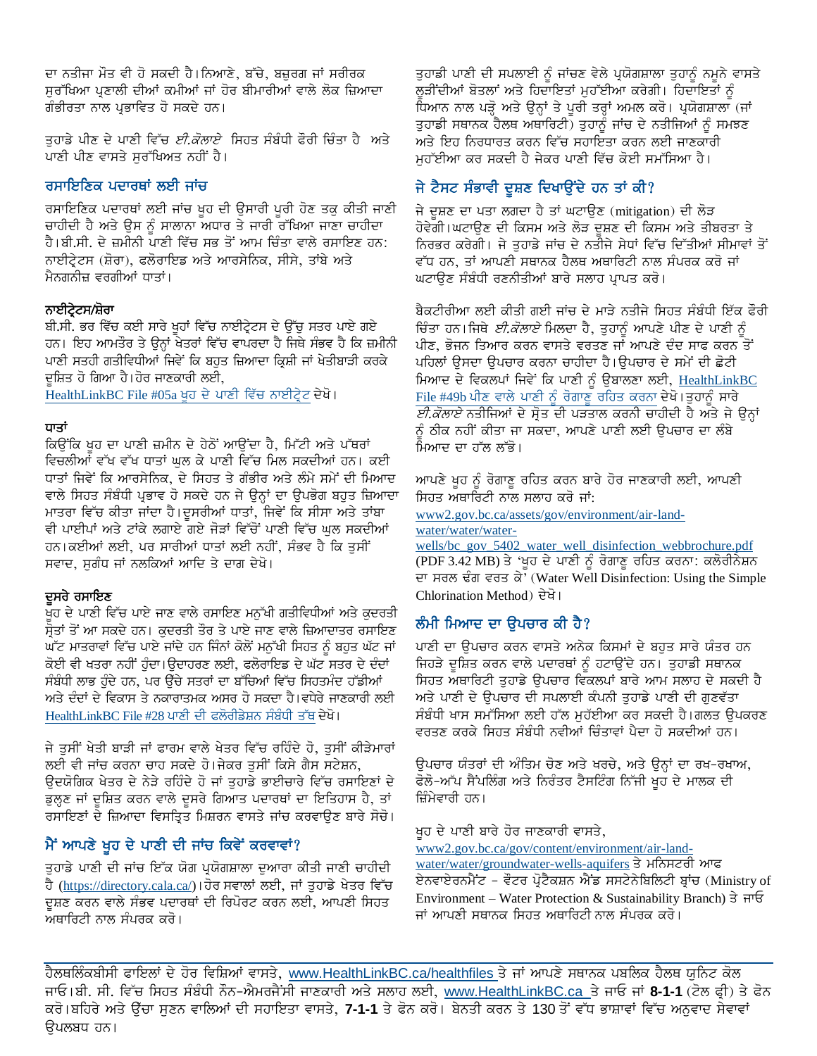ਦਾ ਨਤੀਜਾ ਮੌਤ ਵੀ ਹੋ ਸਕਦੀ ਹੈ।ਨਿਆਣੇ, ਬੱਚੇ, ਬਜ਼ੁਰਗ ਜਾਂ ਸਰੀਰਕ ਸੁਰੱਖਿਆ ਪ੍ਰਣਾਲੀ ਦੀਆਂ ਕਮੀਆਂ ਜਾਂ ਹੋਰ ਬੀਮਾਰੀਆਂ ਵਾਲੇ ਲੋਕ ਜ਼ਿਆਦਾ ਗੰਭੀਰਤਾ ਨਾਲ ਪ੍ਰਭਾਵਿਤ ਹੋ ਸਕਦੇ ਹਨ।

ਤੁਹਾਡੇ ਪੀਣ ਦੇ ਪਾਣੀ ਵਿੱਚ *ਈ.ਕੋਲਾਏ* ਸਿਹਤ ਸੰਬੰਧੀ ਫੌਰੀ ਚਿੰਤਾ ਹੈ ਅਤੇ ਪਾਣੀ ਪੀਣ ਵਾਸਤੇ ਸੁਰੱਖਿਅਤ ਨਹੀਂ ਹੈ।

## ਰਸਾਇਣਿਕ ਪਦਾਰਥਾਂ ਲਈ ਜਾਂਚ

ਰਸਾਇਣਿਕ ਪਦਾਰਥਾਂ ਲਈ ਜਾਂਚ ਖੂਹ ਦੀ ਉਸਾਰੀ ਪੂਰੀ ਹੋਣ ਤਕ ਕੀਤੀ ਜਾਣੀ ਚਾਹੀਦੀ ਹੈ ਅਤੇ ਉਸ ਨੂੰ ਸਾਲਾਨਾ ਅਧਾਰ ਤੇ ਜਾਰੀ ਰੱਖਿਆ ਜਾਣਾ ਚਾਹੀਦਾ ਹੈ।ਬੀ.ਸੀ. ਦੇ ਜ਼ਮੀਨੀ ਪਾਣੀ ਵਿੱਚ ਸਭ ਤੋਂ ਆਮ ਚਿੰਤਾ ਵਾਲੇ ਰਸਾਇਣ ਹਨ: ਨਾਈਟ੍ਰੇਟਸ (ਸ਼ੋਰਾ), ਫਲੋਰਾਇਡ ਅਤੇ ਆਰਸੇਨਿਕ, ਸੀਸੇ, ਤਾਂਬੇ ਅਤੇ ਮੈਨਗਨੀਜ਼ ਵਰਗੀਆਂ ਧਾਤਾਂ।

### ਨਾਈਟ੍ਰੇਟਸ/ਸ਼ੋਰਾ

ਬੀ.ਸੀ. ਭਰ ਵਿੱਚ ਕਈ ਸਾਰੇ ਖੂਹਾਂ ਵਿੱਚ ਨਾਈਟ੍ਰੇਟਸ ਦੇ ਉੱਚ ਸਤਰ ਪਾਏ ਗਏ ਹਨ। ਇਹ ਆਮਤੌਰ ਤੇ ਉਨ੍ਹਾਂ ਖੇਤਰਾਂ ਵਿੱਚ ਵਾਪਰਦਾ ਹੈ ਜਿਥੇ ਸੰਭਵ ਹੈ ਕਿ ਜ਼ਮੀਨੀ ਪਾਣੀ ਸਤਹੀ ਗਤੀਵਿਧੀਆਂ ਜਿਵੇਂ ਕਿ ਬਹੁਤ ਜ਼ਿਆਦਾ ਕ੍ਰਿਸ਼ੀ ਜਾਂ ਖੇਤੀਬਾੜੀ ਕਰਕੇ ਦੂਸ਼ਿਤ ਹੋ ਗਿਆ ਹੈ।ਹੋਰ ਜਾਣਕਾਰੀ ਲਈ, HealthLinkBC File #05a ਖੂਹ ਦੇ ਪਾਣੀ ਵਿੱਚ ਨਾਈਟ੍ਰੇਟ ਦੇਖੋ।

### ਧਾਤਾਂ

ਕਿਉਂਕਿ ਖੂਹ ਦਾ ਪਾਣੀ ਜ਼ਮੀਨ ਦੇ ਹੇਠੋਂ ਆਉਂਦਾ ਹੈ, ਮਿੱਟੀ ਅਤੇ ਪੱਥਰਾਂ ਵਿਚਲੀਆਂ ਵੱਖ ਵੱਖ ਧਾਤਾਂ ਘੁਲ ਕੇ ਪਾਣੀ ਵਿੱਚ ਮਿਲ ਸਕਦੀਆਂ ਹਨ। ਕਈ ਧਾਤਾਂ ਜਿਵੇਂ ਕਿ ਆਰਸੇਨਿਕ, ਦੇ ਸਿਹਤ ਤੇ ਗੰਭੀਰ ਅਤੇ ਲੰਮੇ ਸਮੇਂ ਦੀ ਮਿਆਦ ਵਾਲੇ ਸਿਹਤ ਸੰਬੰਧੀ ਪ੍ਰਭਾਵ ਹੋ ਸਕਦੇ ਹਨ ਜੇ ਉਨ੍ਹਾਂ ਦਾ ਉਪਭੋਗ ਬਹੁਤ ਜ਼ਿਆਦਾ ਮਾਤਰਾ ਵਿੱਚ ਕੀਤਾ ਜਾਂਦਾ ਹੈ।ਦੂਸਰੀਆਂ ਧਾਤਾਂ, ਜਿਵੇਂ ਕਿ ਸੀਸਾ ਅਤੇ ਤਾਂਬਾ ਵੀ ਪਾਈਪਾਂ ਅਤੇ ਟਾਂਕੇ ਲਗਾਏ ਗਏ ਜੋੜਾਂ ਵਿੱਚੋਂ ਪਾਣੀ ਵਿੱਚ ਘੁਲ ਸਕਦੀਆਂ ਹਨ।ਕਈਆਂ ਲਈ, ਪਰ ਸਾਰੀਆਂ ਧਾਤਾਂ ਲਈ ਨਹੀਂ, ਸੰਭਵ ਹੈ ਕਿ ਤੁਸੀਂ ਸਵਾਦ, ਸੁਗੰਧ ਜਾਂ ਨਲਕਿਆਂ ਆਦਿ ਤੇ ਦਾਗ ਦੇਖੋ।

### ਦੂਸਰੇ ਰਸਾਇਣ

ਖੂਹ ਦੇ ਪਾਣੀ ਵਿੱਚ ਪਾਏ ਜਾਣ ਵਾਲੇ ਰਸਾਇਣ ਮਨੁੱਖੀ ਗਤੀਵਿਧੀਆਂ ਅਤੇ ਕੁਦਰਤੀ ਸ੍ਰੋਤਾਂ ਤੋਂ ਆ ਸਕਦੇ ਹਨ। ਕੁਦਰਤੀ ਤੌਰ ਤੇ ਪਾਏ ਜਾਣ ਵਾਲੇ ਜ਼ਿਆਦਾਤਰ ਰਸਾਇਣ ਘੱਟ ਮਾਤਰਾਵਾਂ ਵਿੱਚ ਪਾਏ ਜਾਂਦੇ ਹਨ ਜਿੰਨਾਂ ਕੋਲੋਂ ਮਨੁੱਖੀ ਸਿਹਤ ਨੂੰ ਬਹੁਤ ਘੱਟ ਜਾਂ ਕੋਈ ਵੀ ਖਤਰਾ ਨਹੀਂ ਹੁੰਦਾ।ਉਦਾਹਰਣ ਲਈ, ਫਲੋਰਾਇਡ ਦੇ ਘੱਟ ਸਤਰ ਦੇ ਦੰਦਾਂ ਸੰਬੰਧੀ ਲਾਭ ਹੁੰਦੇ ਹਨ, ਪਰ ਉੱਚੇ ਸਤਰਾਂ ਦਾ ਬੱਚਿਆਂ ਵਿੱਚ ਸਿਹਤਮੰਦ ਹੱਡੀਆਂ ਅਤੇ ਦੰਦਾਂ ਦੇ ਵਿਕਾਸ ਤੇ ਨਕਾਰਾਤਮਕ ਅਸਰ ਹੋ ਸਕਦਾ ਹੈ।ਵਧੇਰੇ ਜਾਣਕਾਰੀ ਲਈ HealthLinkBC File #28 ਪਾਣੀ ਦੀ ਫਲੋਰੀਡੇਸ਼ਨ ਸੰਬੰਧੀ ਤੱਥ ਦੇਖੋ।

ਜੇ ਤੁਸੀਂ ਖੇਤੀ ਬਾੜੀ ਜਾਂ ਫਾਰਮ ਵਾਲੇ ਖੇਤਰ ਵਿੱਚ ਰਹਿੰਦੇ ਹੋ, ਤੁਸੀਂ ਕੀੜੇਮਾਰਾਂ ਲਈ ਵੀ ਜਾਂਚ ਕਰਨਾ ਚਾਹ ਸਕਦੇ ਹੋ।ਜੇਕਰ ਤੁਸੀਂ ਕਿਸੇ ਗੈਸ ਸਟੇਸ਼ਨ, ਉਦਯੋਗਿਕ ਖੇਤਰ ਦੇ ਨੇੜੇ ਰਹਿੰਦੇ ਹੋ ਜਾਂ ਤੁਹਾਡੇ ਭਾਈਚਾਰੇ ਵਿੱਚ ਰਸਾਇਣਾਂ ਦੇ ਡੁੱਲ੍ਹਣ ਜਾਂ ਦੂਸ਼ਿਤ ਕਰਨ ਵਾਲੇ ਦੂਸਰੇ ਗਿਆਤ ਪਦਾਰਥਾਂ ਦਾ ਇਤਿਹਾਸ ਹੈ, ਤਾਂ ਰਸਾਇਣਾਂ ਦੇ ਜ਼ਿਆਦਾ ਵਿਸਤ੍ਰਿਤ ਮਿਸ਼ਰਨ ਵਾਸਤੇ ਜਾਂਚ ਕਰਵਾਉਣ ਬਾਰੇ ਸੋਚੋ।

## ਮੈਂ ਆਪਣੇ ਖੂਹ ਦੇ ਪਾਣੀ ਦੀ ਜਾਂਚ ਕਿਵੇਂ ਕਰਵਾਵਾਂ?

ਤੁਹਾਡੇ ਪਾਣੀ ਦੀ ਜਾਂਚ ਇੱਕ ਯੋਗ ਪ੍ਰਯੋਗਸ਼ਾਲਾ ਦੁਆਰਾ ਕੀਤੀ ਜਾਣੀ ਚਾਹੀਦੀ ਹੈ (https://directory.cala.ca/)।ਹੋਰ ਸਵਾਲਾਂ ਲਈ, ਜਾਂ ਤੁਹਾਡੇ ਖੇਤਰ ਵਿੱਚ ਦੂਸ਼ਣ ਕਰਨ ਵਾਲੇ ਸੰਭਵ ਪਦਾਰਥਾਂ ਦੀ ਰਿਪੋਰਟ ਕਰਨ ਲਈ, ਆਪਣੀ ਸਿਹਤ ਅਥਾਰਿਟੀ ਨਾਲ ਸੰਪਰਕ ਕਰੋ।

ਤੁਹਾਡੀ ਪਾਣੀ ਦੀ ਸਪਲਾਈ ਨੂੰ ਜਾਂਚਣ ਵੇਲੇ ਪ੍ਰਯੋਗਸ਼ਾਲਾ ਤੁਹਾਨੂੰ ਨਮੂਨੇ ਵਾਸਤੇ ਲੁੜੀਂਦੀਆਂ ਬੋਤਲਾਂ ਅਤੇ ਹਿਦਾਇਤਾਂ ਮੁਹੱਈਆ ਕਰੇਗੀ। ਹਿਦਾਇਤਾਂ ਨੂੰ ਧਿਆਨ ਨਾਲ ਪੜ੍ਹੋ ਅਤੇ ਉਨ੍ਹਾਂ ਤੇ ਪੂਰੀ ਤਰ੍ਹਾਂ ਅਮਲ ਕਰੋ। ਪ੍ਰਯੋਗਸ਼ਾਲਾ (ਜਾਂ ਤੁਹਾਡੀ ਸਥਾਨਕ ਹੈਲਥ ਅਥਾਰਿਟੀ) ਤੁਹਾਨੂੰ ਜਾਂਚ ਦੇ ਨਤੀਜਿਆਂ ਨੂੰ ਸਮਝਣ ਅਤੇ ਇਹ ਨਿਰਧਾਰਤ ਕਰਨ ਵਿੱਚ ਸਹਾਇਤਾ ਕਰਨ ਲਈ ਜਾਣਕਾਰੀ ਮੁਹੱਈਆ ਕਰ ਸਕਦੀ ਹੈ ਜੇਕਰ ਪਾਣੀ ਵਿੱਚ ਕੋਈ ਸਮੱਸਿਆ ਹੈ।

## ਜੇ ਟੈਸਟ ਸੰਭਾਵੀ ਦੂਸ਼ਣ ਦਿਖਾਉਂਦੇ ਹਨ ਤਾਂ ਕੀ?

ਜੇ ਦੂਸ਼ਣ ਦਾ ਪਤਾ ਲਗਦਾ ਹੈ ਤਾਂ ਘਟਾਉਣ (mitigation) ਦੀ ਲੋੜ ਹੋਵੇਗੀ।ਘਟਾਉਣ ਦੀ ਕਿਸਮ ਅਤੇ ਲੋੜ ਦੂਸ਼ਣ ਦੀ ਕਿਸਮ ਅਤੇ ਤੀਬਰਤਾ ਤੇ ਨਿਰਭਰ ਕਰੇਗੀ। ਜੇ ਤੁਹਾਡੇ ਜਾਂਚ ਦੇ ਨਤੀਜੇ ਸੇਧਾਂ ਵਿੱਚ ਦਿੱਤੀਆਂ ਸੀਮਾਵਾਂ ਤੋਂ ਵੱਧ ਹਨ, ਤਾਂ ਆਪਣੀ ਸਥਾਨਕ ਹੈਲਥ ਅਥਾਰਿਟੀ ਨਾਲ ਸੰਪਰਕ ਕਰੋ ਜਾਂ ਘਟਾਉਣ ਸੰਬੰਧੀ ਰਣਨੀਤੀਆਂ ਬਾਰੇ ਸਲਾਹ ਪ੍ਰਾਪਤ ਕਰੋ।

ਬੈਕਟੀਰੀਆ ਲਈ ਕੀਤੀ ਗਈ ਜਾਂਚ ਦੇ ਮਾੜੇ ਨਤੀਜੇ ਸਿਹਤ ਸੰਬੰਧੀ ਇੱਕ ਫੌਰੀ ਚਿੰਤਾ ਹਨ।ਜਿਥੇ *ਈ.ਕੋਲਾਏ* ਮਿਲਦਾ ਹੈ, ਤੁਹਾਨੂੰ ਆਪਣੇ ਪੀਣ ਦੇ ਪਾਣੀ ਨੂੰ ਪੀਣ, ਭੋਜਨ ਤਿਆਰ ਕਰਨ ਵਾਸਤੇ ਵਰਤਣ ਜਾਂ ਆਪਣੇ ਦੰਦ ਸਾਫ ਕਰਨ ਤੋਂ ਪਹਿਲਾਂ ਉਸਦਾ ਉਪਚਾਰ ਕਰਨਾ ਚਾਹੀਦਾ ਹੈ।ਉਪਚਾਰ ਦੇ ਸਮੇਂ ਦੀ ਛੋਟੀ ਮਿਆਦ ਦੇ ਵਿਕਲਪਾਂ ਜਿਵੇਂ ਕਿ ਪਾਣੀ ਨੂੰ ਉਬਾਲਣਾ ਲਈ, HealthLinkBC File #49b ਪੀਣ ਵਾਲੇ ਪਾਣੀ ਨੂੰ ਰੋਗਾਣੂ ਰਹਿਤ ਕਰਨਾ ਦੇਖੋ।ਤੁਹਾਨੂੰ ਸਾਰੇ *ਈ.ਕੋਲਾਏ* ਨਤੀਜਿਆਂ ਦੇ ਸ੍ਰੋਤ ਦੀ ਪੜਤਾਲ ਕਰਨੀ ਚਾਹੀਦੀ ਹੈ ਅਤੇ ਜੇ ਉਨ੍ਹਾਂ ਨੂੰ ਠੀਕ ਨਹੀਂ ਕੀਤਾ ਜਾ ਸਕਦਾ, ਆਪਣੇ ਪਾਣੀ ਲਈ ਉਪਚਾਰ ਦਾ ਲੰਬੇ ਮਿਆਦ ਦਾ ਹੱਲ ਲੱਭੋ।

ਆਪਣੇ ਖੂਹ ਨੂੰ ਰੋਗਾਣੂ ਰਹਿਤ ਕਰਨ ਬਾਰੇ ਹੋਰ ਜਾਣਕਾਰੀ ਲਈ, ਆਪਣੀ ਸਿਹਤ ਅਥਾਰਿਟੀ ਨਾਲ ਸਲਾਹ ਕਰੋ ਜਾਂ: www2.gov.bc.ca/assets/gov/environment/air-land-water/water/water-wells/bc_gov_5402_water_well_disinfection_webbrochure.pdf (PDF 3.42 MB) ਤੇ 'ਖੂਹ ਦੇ ਪਾਣੀ ਨੂੰ ਰੋਗਾਣੂ ਰਹਿਤ ਕਰਨਾ: ਕਲੋਰੀਨੇਸ਼ਨ ਦਾ ਸਰਲ ਢੰਗ ਵਰਤ ਕੇ' (Water Well Disinfection: Using the Simple Chlorination Method) ਦੇਖੋ।

## ਲੰਮੀ ਮਿਆਦ ਦਾ ਉਪਚਾਰ ਕੀ ਹੈ?

ਪਾਣੀ ਦਾ ਉਪਚਾਰ ਕਰਨ ਵਾਸਤੇ ਅਨੇਕ ਕਿਸਮਾਂ ਦੇ ਬਹੁਤ ਸਾਰੇ ਯੰਤਰ ਹਨ ਜਿਹੜੇ ਦੂਸ਼ਿਤ ਕਰਨ ਵਾਲੇ ਪਦਾਰਥਾਂ ਨੂੰ ਹਟਾਉਂਦੇ ਹਨ। ਤੁਹਾਡੀ ਸਥਾਨਕ ਸਿਹਤ ਅਥਾਰਿਟੀ ਤੁਹਾਡੇ ਉਪਚਾਰ ਵਿਕਲਪਾਂ ਬਾਰੇ ਆਮ ਸਲਾਹ ਦੇ ਸਕਦੀ ਹੈ ਅਤੇ ਪਾਣੀ ਦੇ ਉਪਚਾਰ ਦੀ ਸਪਲਾਈ ਕੰਪਨੀ ਤੁਹਾਡੇ ਪਾਣੀ ਦੀ ਗੁਣਵੱਤਾ ਸੰਬੰਧੀ ਖਾਸ ਸਮੱਸਿਆ ਲਈ ਹੱਲ ਮੁਹੱਈਆ ਕਰ ਸਕਦੀ ਹੈ।ਗਲਤ ਉਪਕਰਣ ਵਰਤਣ ਕਰਕੇ ਸਿਹਤ ਸੰਬੰਧੀ ਨਵੀਆਂ ਚਿੰਤਾਵਾਂ ਪੈਦਾ ਹੋ ਸਕਦੀਆਂ ਹਨ।

ਉਪਚਾਰ ਯੰਤਰਾਂ ਦੀ ਅੰਤਿਮ ਚੋਣ ਅਤੇ ਖਰਚੇ, ਅਤੇ ਉਨ੍ਹਾਂ ਦਾ ਰਖ-ਰਖਾਅ, ਫੌਲੋ-ਅੱਪ ਸੈਂਪਲਿੰਗ ਅਤੇ ਨਿਰੰਤਰ ਟੈਸਟਿੰਗ ਨਿੱਜੀ ਖੂਹ ਦੇ ਮਾਲਕ ਦੀ ਜ਼ਿੰਮੇਵਾਰੀ ਹਨ।

ਖੂਹ ਦੇ ਪਾਣੀ ਬਾਰੇ ਹੋਰ ਜਾਣਕਾਰੀ ਵਾਸਤੇ, www2.gov.bc.ca/gov/content/environment/air-land-water/water/groundwater-wells-aquifers ਤੇ ਮਨਿਸਟਰੀ ਆਫ ਏਨਵਾਏਰਨਮੈਂਟ - ਵੌਟਰ ਪ੍ਰੋਟੈਕਸ਼ਨ ਐਂਡ ਸਸਟੇਨੇਬਿਲਿਟੀ ਬ੍ਰਾਂਚ (Ministry of Environment – Water Protection & Sustainability Branch) ਤੇ ਜਾਓ ਜਾਂ ਆਪਣੀ ਸਥਾਨਕ ਸਿਹਤ ਅਥਾਰਿਟੀ ਨਾਲ ਸੰਪਰਕ ਕਰੋ।

ਹੈਲਥਲਿੰਕਬੀਸੀ ਫਾਇਲਾਂ ਦੇ ਹੋਰ ਵਿਸ਼ਿਆਂ ਵਾਸਤੇ, www.HealthLinkBC.ca/healthfiles ਤੇ ਜਾਂ ਆਪਣੇ ਸਥਾਨਕ ਪਬਲਿਕ ਹੈਲਥ ਯੂਨਿਟ ਕੋਲ ਜਾਓ।ਬੀ. ਸੀ. ਵਿੱਚ ਸਿਹਤ ਸੰਬੰਧੀ ਨੌਨ-ਐਮਰਜੈਂਸੀ ਜਾਣਕਾਰੀ ਅਤੇ ਸਲਾਹ ਲਈ, www.HealthLinkBC.ca ਤੇ ਜਾਓ ਜਾਂ **8-1-1** (ਟੋਲ ਫ੍ਰੀ) ਤੇ ਫੋਨ ਕਰੋ।ਬਹਿਰੇ ਅਤੇ ਉੱਚਾ ਸੁਣਨ ਵਾਲਿਆਂ ਦੀ ਸਹਾਇਤਾ ਵਾਸਤੇ, **7-1-1** ਤੇ ਫੋਨ ਕਰੋ। ਬੇਨਤੀ ਕਰਨ ਤੇ 130 ਤੋਂ ਵੱਧ ਭਾਸ਼ਾਵਾਂ ਵਿੱਚ ਅਨੁਵਾਦ ਸੇਵਾਵਾਂ ਉਪਲਬਧ ਹਨ।